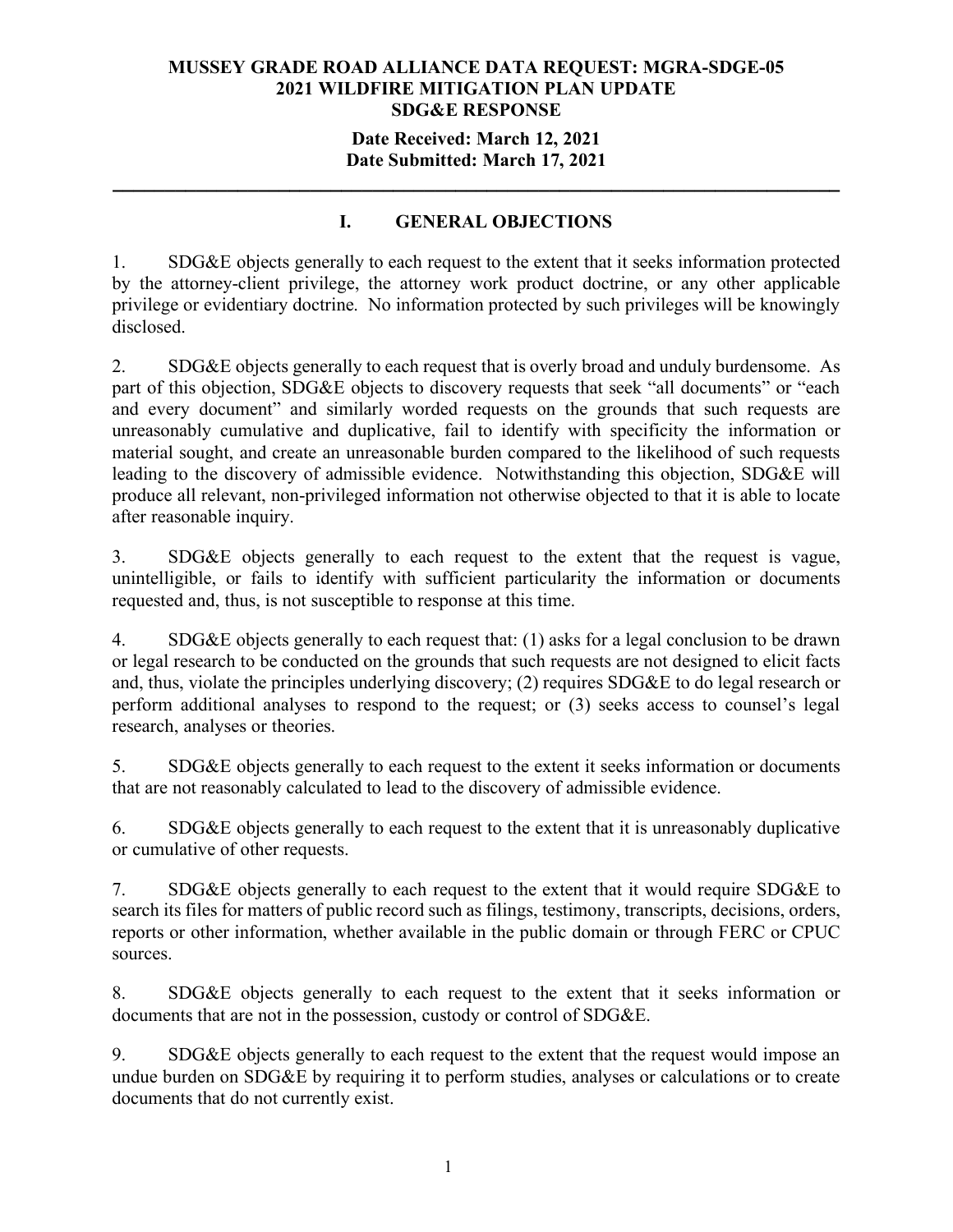**MUSSEY GRADE ROAD ALLIANCE DATA REQUEST: MGRA-SDGE-05**
**2021 WILDFIRE MITIGATION PLAN UPDATE**
**SDG&E RESPONSE**

**Date Received: March 12, 2021**
**Date Submitted: March 17, 2021**

---

## I. GENERAL OBJECTIONS

1. SDG&E objects generally to each request to the extent that it seeks information protected by the attorney-client privilege, the attorney work product doctrine, or any other applicable privilege or evidentiary doctrine. No information protected by such privileges will be knowingly disclosed.

2. SDG&E objects generally to each request that is overly broad and unduly burdensome. As part of this objection, SDG&E objects to discovery requests that seek "all documents" or "each and every document" and similarly worded requests on the grounds that such requests are unreasonably cumulative and duplicative, fail to identify with specificity the information or material sought, and create an unreasonable burden compared to the likelihood of such requests leading to the discovery of admissible evidence. Notwithstanding this objection, SDG&E will produce all relevant, non-privileged information not otherwise objected to that it is able to locate after reasonable inquiry.

3. SDG&E objects generally to each request to the extent that the request is vague, unintelligible, or fails to identify with sufficient particularity the information or documents requested and, thus, is not susceptible to response at this time.

4. SDG&E objects generally to each request that: (1) asks for a legal conclusion to be drawn or legal research to be conducted on the grounds that such requests are not designed to elicit facts and, thus, violate the principles underlying discovery; (2) requires SDG&E to do legal research or perform additional analyses to respond to the request; or (3) seeks access to counsel's legal research, analyses or theories.

5. SDG&E objects generally to each request to the extent it seeks information or documents that are not reasonably calculated to lead to the discovery of admissible evidence.

6. SDG&E objects generally to each request to the extent that it is unreasonably duplicative or cumulative of other requests.

7. SDG&E objects generally to each request to the extent that it would require SDG&E to search its files for matters of public record such as filings, testimony, transcripts, decisions, orders, reports or other information, whether available in the public domain or through FERC or CPUC sources.

8. SDG&E objects generally to each request to the extent that it seeks information or documents that are not in the possession, custody or control of SDG&E.

9. SDG&E objects generally to each request to the extent that the request would impose an undue burden on SDG&E by requiring it to perform studies, analyses or calculations or to create documents that do not currently exist.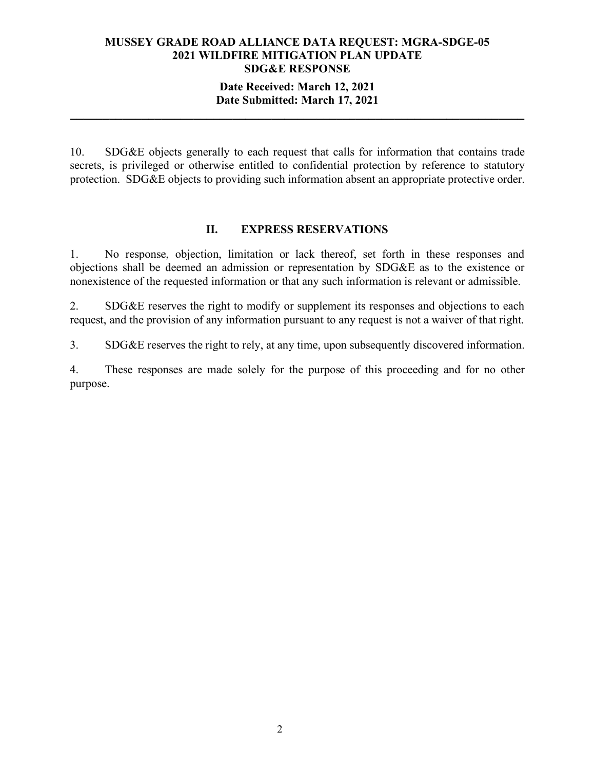10. SDG&E objects generally to each request that calls for information that contains trade secrets, is privileged or otherwise entitled to confidential protection by reference to statutory protection. SDG&E objects to providing such information absent an appropriate protective order.

## II. EXPRESS RESERVATIONS

1. No response, objection, limitation or lack thereof, set forth in these responses and objections shall be deemed an admission or representation by SDG&E as to the existence or nonexistence of the requested information or that any such information is relevant or admissible.

2. SDG&E reserves the right to modify or supplement its responses and objections to each request, and the provision of any information pursuant to any request is not a waiver of that right.

3. SDG&E reserves the right to rely, at any time, upon subsequently discovered information.

4. These responses are made solely for the purpose of this proceeding and for no other purpose.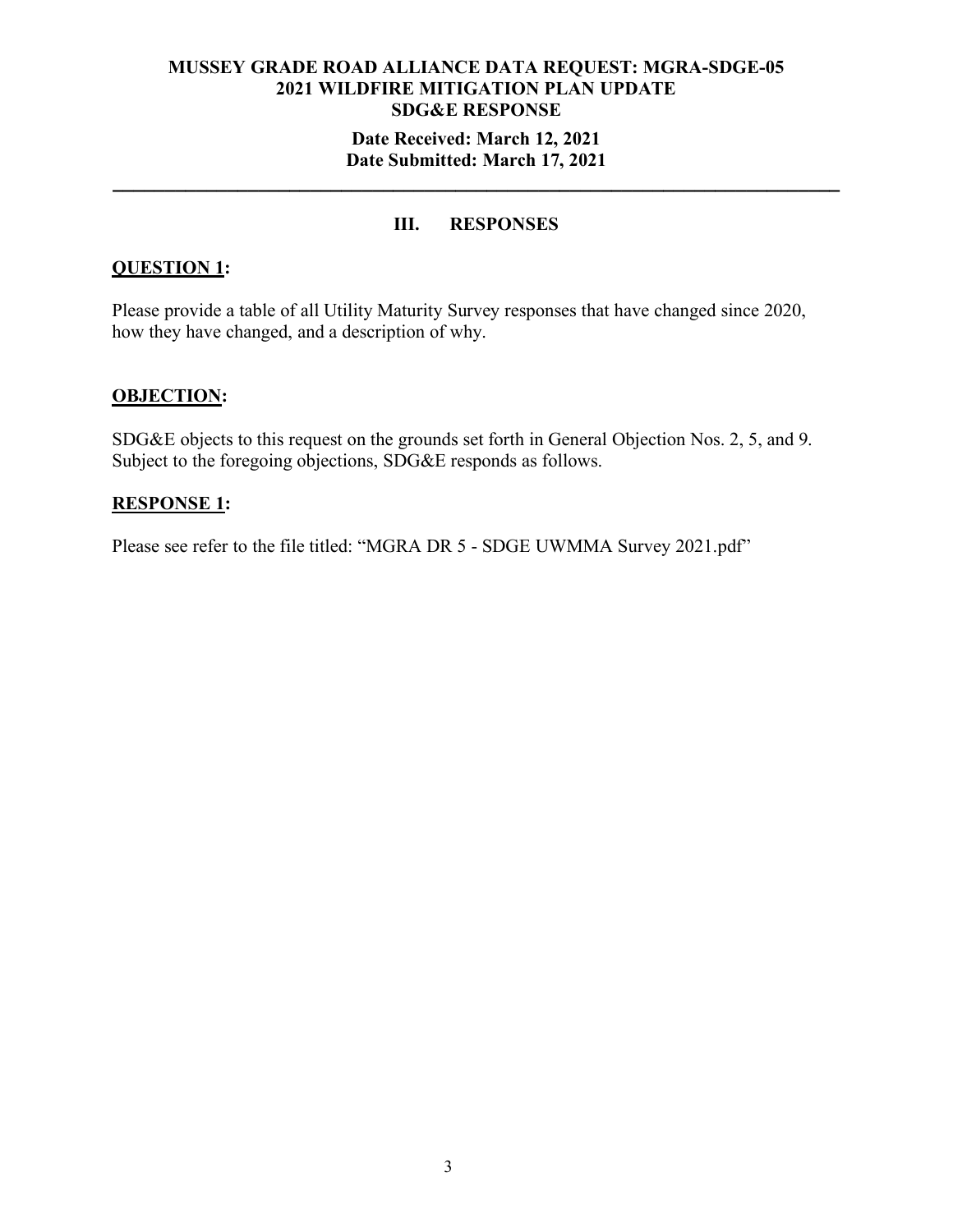**MUSSEY GRADE ROAD ALLIANCE DATA REQUEST: MGRA-SDGE-05**
**2021 WILDFIRE MITIGATION PLAN UPDATE**
**SDG&E RESPONSE**

**Date Received: March 12, 2021**
**Date Submitted: March 17, 2021**

---

## III. RESPONSES

**QUESTION 1:**

Please provide a table of all Utility Maturity Survey responses that have changed since 2020, how they have changed, and a description of why.

**OBJECTION:**

SDG&E objects to this request on the grounds set forth in General Objection Nos. 2, 5, and 9. Subject to the foregoing objections, SDG&E responds as follows.

**RESPONSE 1:**

Please see refer to the file titled: "MGRA DR 5 - SDGE UWMMA Survey 2021.pdf"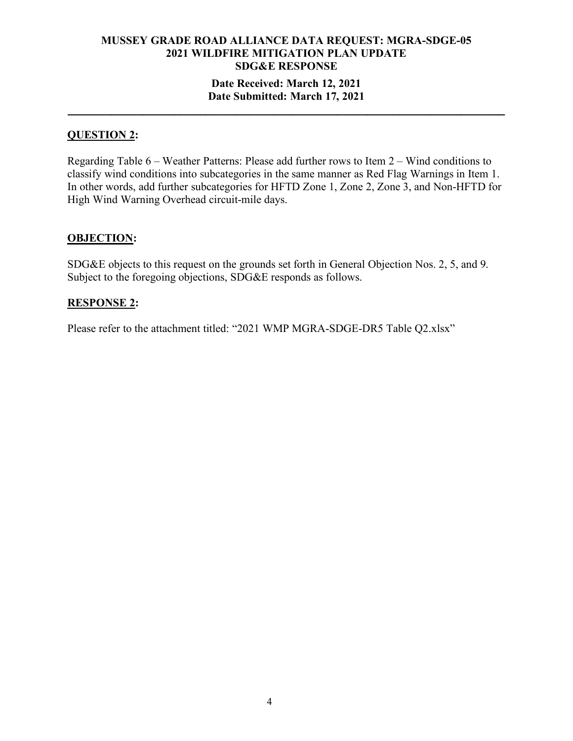**MUSSEY GRADE ROAD ALLIANCE DATA REQUEST: MGRA-SDGE-05**
**2021 WILDFIRE MITIGATION PLAN UPDATE**
**SDG&E RESPONSE**

**Date Received: March 12, 2021**
**Date Submitted: March 17, 2021**

---

## QUESTION 2:

Regarding Table 6 – Weather Patterns: Please add further rows to Item 2 – Wind conditions to classify wind conditions into subcategories in the same manner as Red Flag Warnings in Item 1. In other words, add further subcategories for HFTD Zone 1, Zone 2, Zone 3, and Non-HFTD for High Wind Warning Overhead circuit-mile days.

## OBJECTION:

SDG&E objects to this request on the grounds set forth in General Objection Nos. 2, 5, and 9. Subject to the foregoing objections, SDG&E responds as follows.

## RESPONSE 2:

Please refer to the attachment titled: "2021 WMP MGRA-SDGE-DR5 Table Q2.xlsx"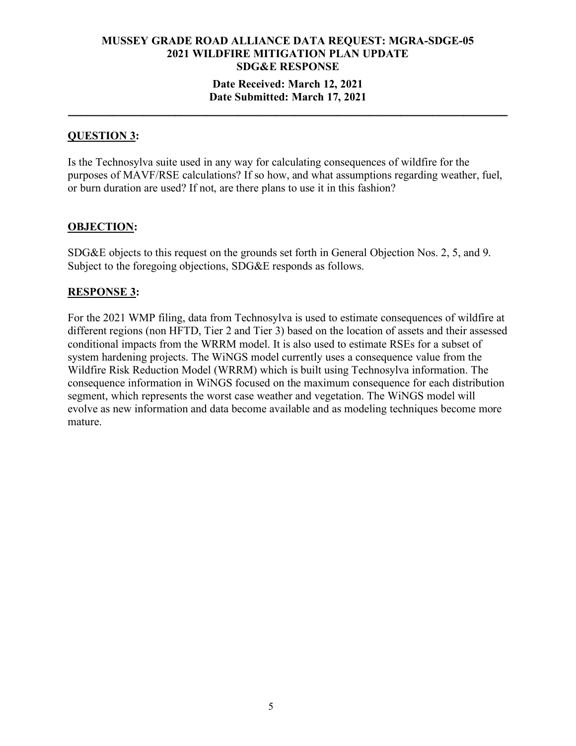**MUSSEY GRADE ROAD ALLIANCE DATA REQUEST: MGRA-SDGE-05**
**2021 WILDFIRE MITIGATION PLAN UPDATE**
**SDG&E RESPONSE**

**Date Received: March 12, 2021**
**Date Submitted: March 17, 2021**

---

## QUESTION 3:

Is the Technosylva suite used in any way for calculating consequences of wildfire for the purposes of MAVF/RSE calculations? If so how, and what assumptions regarding weather, fuel, or burn duration are used? If not, are there plans to use it in this fashion?

## OBJECTION:

SDG&E objects to this request on the grounds set forth in General Objection Nos. 2, 5, and 9. Subject to the foregoing objections, SDG&E responds as follows.

## RESPONSE 3:

For the 2021 WMP filing, data from Technosylva is used to estimate consequences of wildfire at different regions (non HFTD, Tier 2 and Tier 3) based on the location of assets and their assessed conditional impacts from the WRRM model. It is also used to estimate RSEs for a subset of system hardening projects. The WiNGS model currently uses a consequence value from the Wildfire Risk Reduction Model (WRRM) which is built using Technosylva information. The consequence information in WiNGS focused on the maximum consequence for each distribution segment, which represents the worst case weather and vegetation. The WiNGS model will evolve as new information and data become available and as modeling techniques become more mature.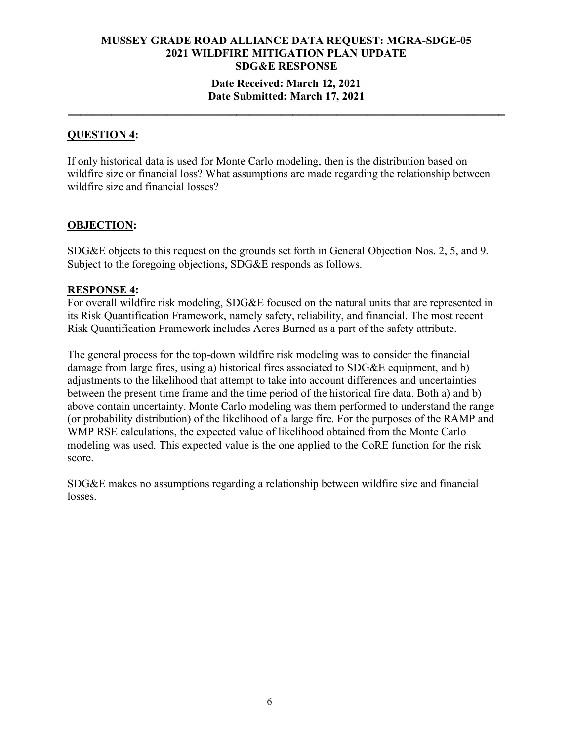**MUSSEY GRADE ROAD ALLIANCE DATA REQUEST: MGRA-SDGE-05**
**2021 WILDFIRE MITIGATION PLAN UPDATE**
**SDG&E RESPONSE**

**Date Received: March 12, 2021**
**Date Submitted: March 17, 2021**

---

**QUESTION 4:**

If only historical data is used for Monte Carlo modeling, then is the distribution based on wildfire size or financial loss? What assumptions are made regarding the relationship between wildfire size and financial losses?

**OBJECTION:**

SDG&E objects to this request on the grounds set forth in General Objection Nos. 2, 5, and 9. Subject to the foregoing objections, SDG&E responds as follows.

**RESPONSE 4:**

For overall wildfire risk modeling, SDG&E focused on the natural units that are represented in its Risk Quantification Framework, namely safety, reliability, and financial. The most recent Risk Quantification Framework includes Acres Burned as a part of the safety attribute.

The general process for the top-down wildfire risk modeling was to consider the financial damage from large fires, using a) historical fires associated to SDG&E equipment, and b) adjustments to the likelihood that attempt to take into account differences and uncertainties between the present time frame and the time period of the historical fire data. Both a) and b) above contain uncertainty. Monte Carlo modeling was them performed to understand the range (or probability distribution) of the likelihood of a large fire. For the purposes of the RAMP and WMP RSE calculations, the expected value of likelihood obtained from the Monte Carlo modeling was used. This expected value is the one applied to the CoRE function for the risk score.

SDG&E makes no assumptions regarding a relationship between wildfire size and financial losses.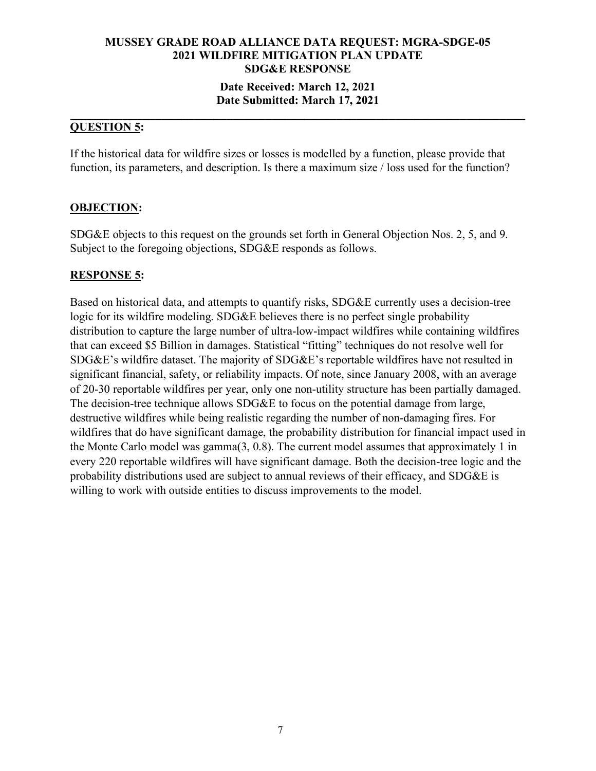**MUSSEY GRADE ROAD ALLIANCE DATA REQUEST: MGRA-SDGE-05**
**2021 WILDFIRE MITIGATION PLAN UPDATE**
**SDG&E RESPONSE**

**Date Received: March 12, 2021**
**Date Submitted: March 17, 2021**

---

**QUESTION 5:**

If the historical data for wildfire sizes or losses is modelled by a function, please provide that function, its parameters, and description. Is there a maximum size / loss used for the function?

**OBJECTION:**

SDG&E objects to this request on the grounds set forth in General Objection Nos. 2, 5, and 9. Subject to the foregoing objections, SDG&E responds as follows.

**RESPONSE 5:**

Based on historical data, and attempts to quantify risks, SDG&E currently uses a decision-tree logic for its wildfire modeling. SDG&E believes there is no perfect single probability distribution to capture the large number of ultra-low-impact wildfires while containing wildfires that can exceed $5 Billion in damages. Statistical "fitting" techniques do not resolve well for SDG&E's wildfire dataset. The majority of SDG&E's reportable wildfires have not resulted in significant financial, safety, or reliability impacts. Of note, since January 2008, with an average of 20-30 reportable wildfires per year, only one non-utility structure has been partially damaged. The decision-tree technique allows SDG&E to focus on the potential damage from large, destructive wildfires while being realistic regarding the number of non-damaging fires. For wildfires that do have significant damage, the probability distribution for financial impact used in the Monte Carlo model was gamma(3, 0.8). The current model assumes that approximately 1 in every 220 reportable wildfires will have significant damage. Both the decision-tree logic and the probability distributions used are subject to annual reviews of their efficacy, and SDG&E is willing to work with outside entities to discuss improvements to the model.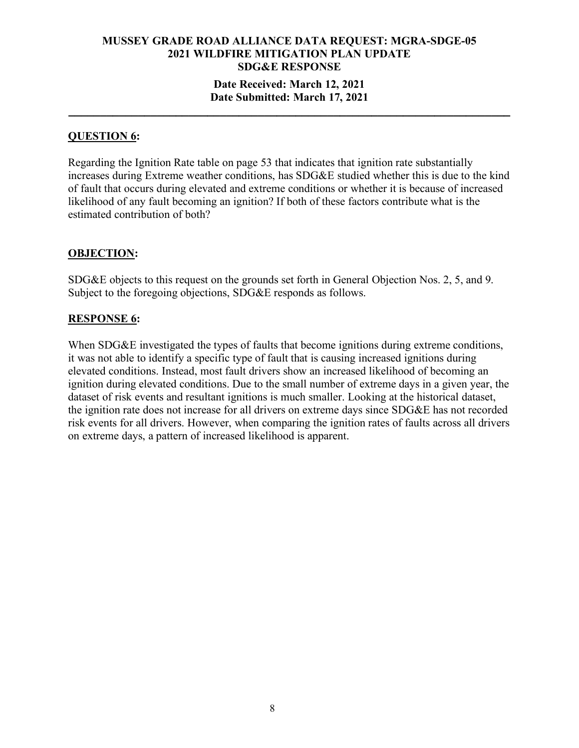**MUSSEY GRADE ROAD ALLIANCE DATA REQUEST: MGRA-SDGE-05**
**2021 WILDFIRE MITIGATION PLAN UPDATE**
**SDG&E RESPONSE**

**Date Received: March 12, 2021**
**Date Submitted: March 17, 2021**

---

## QUESTION 6:

Regarding the Ignition Rate table on page 53 that indicates that ignition rate substantially increases during Extreme weather conditions, has SDG&E studied whether this is due to the kind of fault that occurs during elevated and extreme conditions or whether it is because of increased likelihood of any fault becoming an ignition? If both of these factors contribute what is the estimated contribution of both?

## OBJECTION:

SDG&E objects to this request on the grounds set forth in General Objection Nos. 2, 5, and 9. Subject to the foregoing objections, SDG&E responds as follows.

## RESPONSE 6:

When SDG&E investigated the types of faults that become ignitions during extreme conditions, it was not able to identify a specific type of fault that is causing increased ignitions during elevated conditions. Instead, most fault drivers show an increased likelihood of becoming an ignition during elevated conditions. Due to the small number of extreme days in a given year, the dataset of risk events and resultant ignitions is much smaller. Looking at the historical dataset, the ignition rate does not increase for all drivers on extreme days since SDG&E has not recorded risk events for all drivers. However, when comparing the ignition rates of faults across all drivers on extreme days, a pattern of increased likelihood is apparent.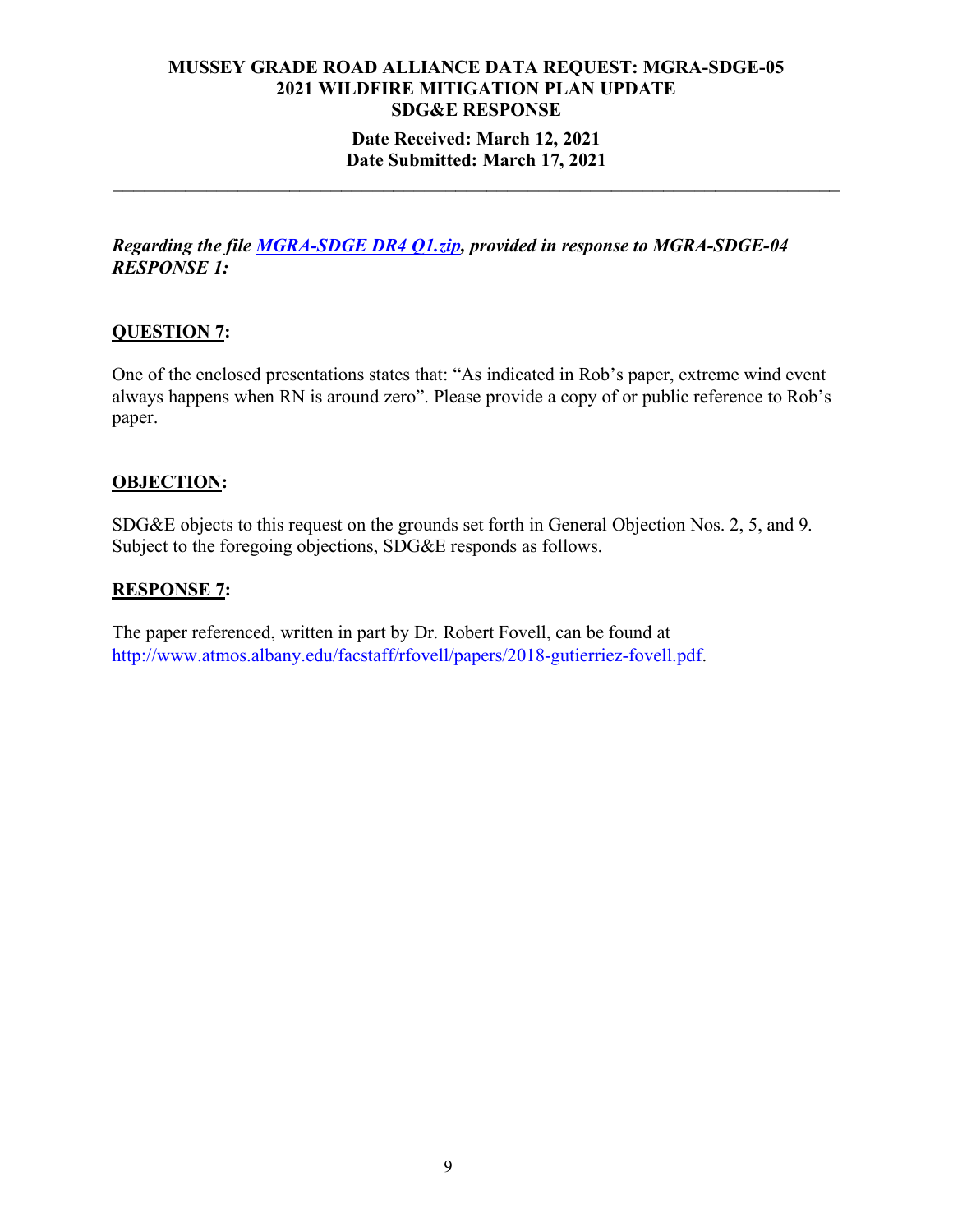**MUSSEY GRADE ROAD ALLIANCE DATA REQUEST: MGRA-SDGE-05**
**2021 WILDFIRE MITIGATION PLAN UPDATE**
**SDG&E RESPONSE**

**Date Received: March 12, 2021**
**Date Submitted: March 17, 2021**

---

***Regarding the file [MGRA-SDGE DR4 Q1.zip](MGRA-SDGE DR4 Q1.zip), provided in response to MGRA-SDGE-04 RESPONSE 1:***

**QUESTION 7:**

One of the enclosed presentations states that: "As indicated in Rob's paper, extreme wind event always happens when RN is around zero". Please provide a copy of or public reference to Rob's paper.

**OBJECTION:**

SDG&E objects to this request on the grounds set forth in General Objection Nos. 2, 5, and 9. Subject to the foregoing objections, SDG&E responds as follows.

**RESPONSE 7:**

The paper referenced, written in part by Dr. Robert Fovell, can be found at [http://www.atmos.albany.edu/facstaff/rfovell/papers/2018-gutierriez-fovell.pdf](http://www.atmos.albany.edu/facstaff/rfovell/papers/2018-gutierriez-fovell.pdf).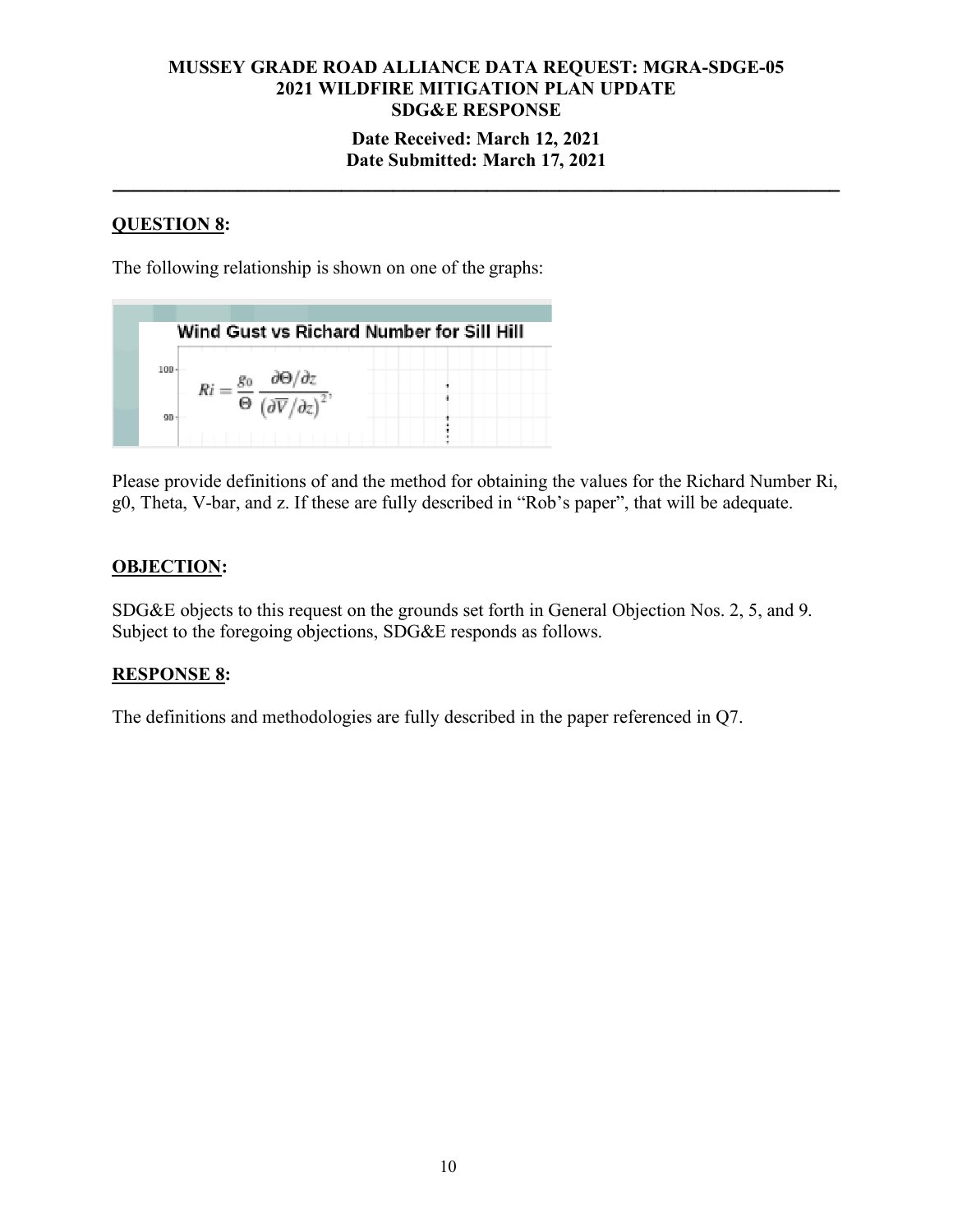**MUSSEY GRADE ROAD ALLIANCE DATA REQUEST: MGRA-SDGE-05**
**2021 WILDFIRE MITIGATION PLAN UPDATE**
**SDG&E RESPONSE**

**Date Received: March 12, 2021**
**Date Submitted: March 17, 2021**

---

## QUESTION 8:

The following relationship is shown on one of the graphs:

Wind Gust vs Richard Number for Sill Hill

$$Ri = \frac{g_0}{\Theta} \frac{\partial\Theta/\partial z}{\left(\partial\overline{V}/\partial z\right)^2},$$

Please provide definitions of and the method for obtaining the values for the Richard Number Ri, g0, Theta, V-bar, and z. If these are fully described in "Rob's paper", that will be adequate.

## OBJECTION:

SDG&E objects to this request on the grounds set forth in General Objection Nos. 2, 5, and 9. Subject to the foregoing objections, SDG&E responds as follows.

## RESPONSE 8:

The definitions and methodologies are fully described in the paper referenced in Q7.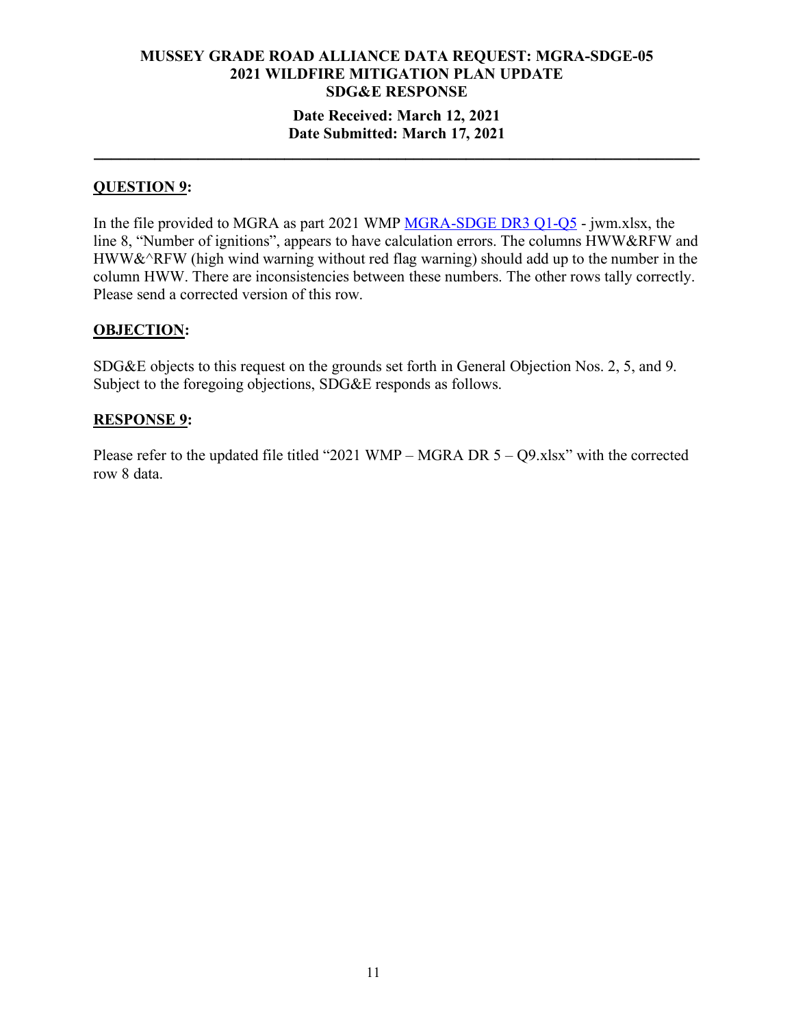**MUSSEY GRADE ROAD ALLIANCE DATA REQUEST: MGRA-SDGE-05**
**2021 WILDFIRE MITIGATION PLAN UPDATE**
**SDG&E RESPONSE**

**Date Received: March 12, 2021**
**Date Submitted: March 17, 2021**

---

## QUESTION 9:

In the file provided to MGRA as part 2021 WMP MGRA-SDGE DR3 Q1-Q5 - jwm.xlsx, the line 8, "Number of ignitions", appears to have calculation errors. The columns HWW&RFW and HWW&^RFW (high wind warning without red flag warning) should add up to the number in the column HWW. There are inconsistencies between these numbers. The other rows tally correctly. Please send a corrected version of this row.

## OBJECTION:

SDG&E objects to this request on the grounds set forth in General Objection Nos. 2, 5, and 9. Subject to the foregoing objections, SDG&E responds as follows.

## RESPONSE 9:

Please refer to the updated file titled "2021 WMP – MGRA DR 5 – Q9.xlsx" with the corrected row 8 data.